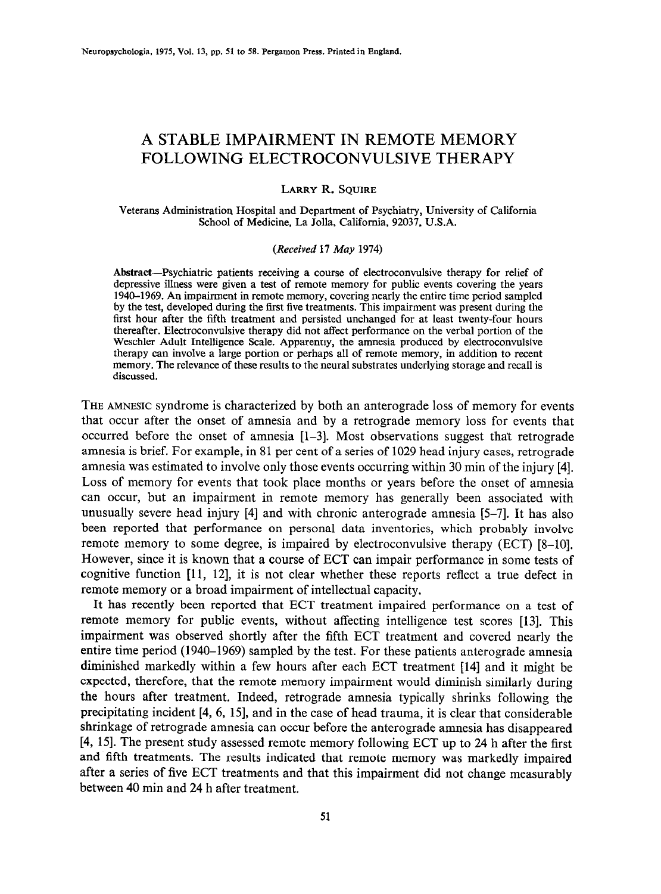# A STABLE IMPAIRMENT IN REMOTE MEMORY FOLLOWING ELECTROCONVULSIVE THERAPY

LARRY R. SQUIRE

Veterans Administration Hospital and Department of Psychiatry, University of California School of Medicine, La Jolla, California, 92037, U.S.A.

*(Received 17 May 1974)*

**Abstract**—Psychiatric patients receiving a course of electroconvulsive therapy for relief of depressive illness were given a test of remote memory for public events covering the years 1940–1969. An impairment in remote memory, covering nearly the entire time period sampled by the test, developed during the first five treatments. This impairment was present during the first hour after the fifth treatment and persisted unchanged for at least twenty-four hours thereafter. Electroconvulsive therapy did not affect performance on the verbal portion of the Weschler Adult Intelligence Scale. Apparently, the amnesia produced by electroconvulsive therapy can involve a large portion or perhaps all of remote memory, in addition to recent memory. The relevance of these results to the neural substrates underlying storage and recall is discussed.

THE AMNESIC syndrome is characterized by both an anterograde loss of memory for events that occur after the onset of amnesia and by a retrograde memory loss for events that occurred before the onset of amnesia [1–3]. Most observations suggest that retrograde amnesia is brief. For example, in 81 per cent of a series of 1029 head injury cases, retrograde amnesia was estimated to involve only those events occurring within 30 min of the injury [4]. Loss of memory for events that took place months or years before the onset of amnesia can occur, but an impairment in remote memory has generally been associated with unusually severe head injury [4] and with chronic anterograde amnesia [5–7]. It has also been reported that performance on personal data inventories, which probably involve remote memory to some degree, is impaired by electroconvulsive therapy (ECT) [8–10]. However, since it is known that a course of ECT can impair performance in some tests of cognitive function [11, 12], it is not clear whether these reports reflect a true defect in remote memory or a broad impairment of intellectual capacity.

It has recently been reported that ECT treatment impaired performance on a test of remote memory for public events, without affecting intelligence test scores [13]. This impairment was observed shortly after the fifth ECT treatment and covered nearly the entire time period (1940–1969) sampled by the test. For these patients anterograde amnesia diminished markedly within a few hours after each ECT treatment [14] and it might be expected, therefore, that the remote memory impairment would diminish similarly during the hours after treatment. Indeed, retrograde amnesia typically shrinks following the precipitating incident [4, 6, 15], and in the case of head trauma, it is clear that considerable shrinkage of retrograde amnesia can occur before the anterograde amnesia has disappeared [4, 15]. The present study assessed remote memory following ECT up to 24 h after the first and fifth treatments. The results indicated that remote memory was markedly impaired after a series of five ECT treatments and that this impairment did not change measurably between 40 min and 24 h after treatment.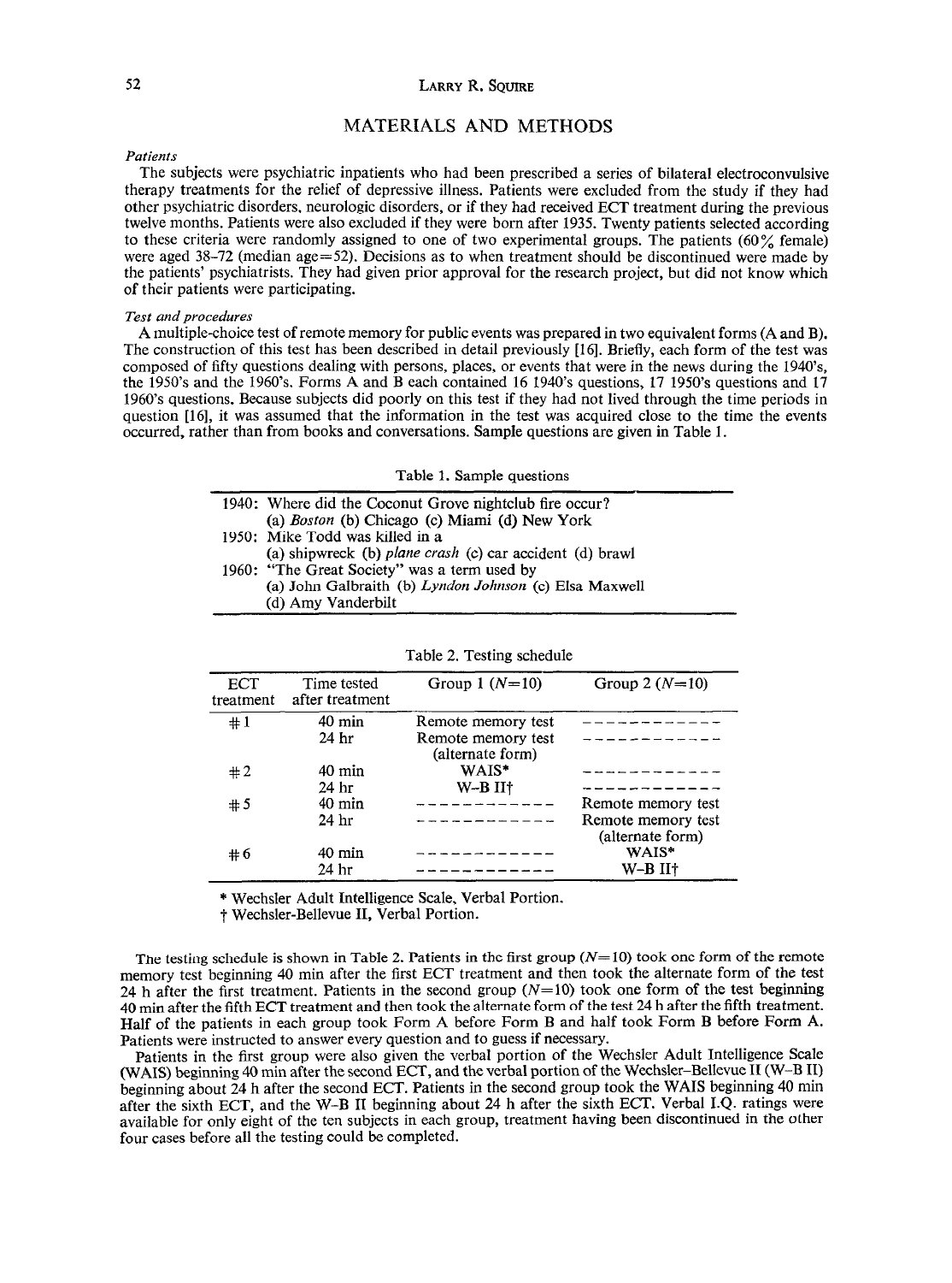## MATERIALS AND METHODS

### *Patients*

The subjects were psychiatric inpatients who had been prescribed a series of bilateral electroconvulsive therapy treatments for the relief of depressive illness. Patients were excluded from the study if they had other psychiatric disorders, neurologic disorders, or if they had received ECT treatment during the previous twelve months. Patients were also excluded if they were born after 1935. Twenty patients selected according to these criteria were randomly assigned to one of two experimental groups. The patients (60% female) were aged 38–72 (median age=52). Decisions as to when treatment should be discontinued were made by the patients' psychiatrists. They had given prior approval for the research project, but did not know which of their patients were participating.

### *Test and procedures*

A multiple-choice test of remote memory for public events was prepared in two equivalent forms (A and B). The construction of this test has been described in detail previously [16]. Briefly, each form of the test was composed of fifty questions dealing with persons, places, or events that were in the news during the 1940's, the 1950's and the 1960's. Forms A and B each contained 16 1940's questions, 17 1950's questions and 17 1960's questions. Because subjects did poorly on this test if they had not lived through the time periods in question [16], it was assumed that the information in the test was acquired close to the time the events occurred, rather than from books and conversations. Sample questions are given in Table 1.

Table 1. Sample questions

| | |
|---|---|
| 1940: | Where did the Coconut Grove nightclub fire occur? (a) *Boston* (b) Chicago (c) Miami (d) New York |
| 1950: | Mike Todd was killed in a (a) shipwreck (b) *plane crash* (c) car accident (d) brawl |
| 1960: | "The Great Society" was a term used by (a) John Galbraith (b) *Lyndon Johnson* (c) Elsa Maxwell (d) Amy Vanderbilt |

Table 2. Testing schedule

| ECT treatment | Time tested after treatment | Group 1 ($N$=10) | Group 2 ($N$=10) |
|---|---|---|---|
| #1 | 40 min | Remote memory test | ------------ |
| | 24 hr | Remote memory test (alternate form) | ------------ |
| #2 | 40 min | WAIS* | ------------ |
| | 24 hr | W–B II† | ------------ |
| #5 | 40 min | ------------ | Remote memory test |
| | 24 hr | ------------ | Remote memory test (alternate form) |
| #6 | 40 min | ------------ | WAIS* |
| | 24 hr | ------------ | W–B II† |

\* Wechsler Adult Intelligence Scale, Verbal Portion.

† Wechsler-Bellevue II, Verbal Portion.

The testing schedule is shown in Table 2. Patients in the first group ($N$=10) took one form of the remote memory test beginning 40 min after the first ECT treatment and then took the alternate form of the test 24 h after the first treatment. Patients in the second group ($N$=10) took one form of the test beginning 40 min after the fifth ECT treatment and then took the alternate form of the test 24 h after the fifth treatment. Half of the patients in each group took Form A before Form B and half took Form B before Form A. Patients were instructed to answer every question and to guess if necessary.

Patients in the first group were also given the verbal portion of the Wechsler Adult Intelligence Scale (WAIS) beginning 40 min after the second ECT, and the verbal portion of the Wechsler–Bellevue II (W–B II) beginning about 24 h after the second ECT. Patients in the second group took the WAIS beginning 40 min after the sixth ECT, and the W–B II beginning about 24 h after the sixth ECT. Verbal I.Q. ratings were available for only eight of the ten subjects in each group, treatment having been discontinued in the other four cases before all the testing could be completed.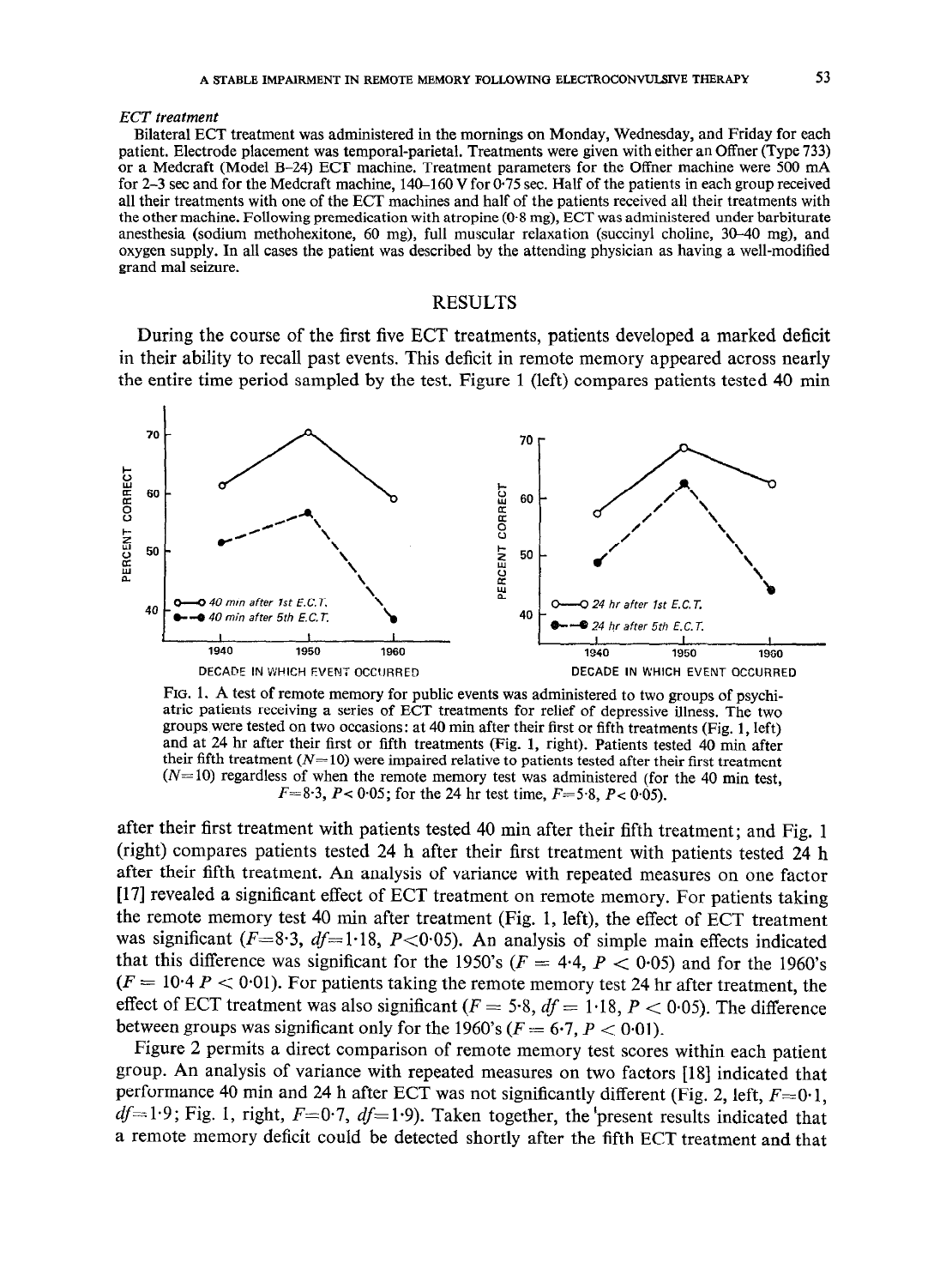*ECT treatment*

Bilateral ECT treatment was administered in the mornings on Monday, Wednesday, and Friday for each patient. Electrode placement was temporal-parietal. Treatments were given with either an Offner (Type 733) or a Medcraft (Model B-24) ECT machine. Treatment parameters for the Offner machine were 500 mA for 2–3 sec and for the Medcraft machine, 140–160 V for 0·75 sec. Half of the patients in each group received all their treatments with one of the ECT machines and half of the patients received all their treatments with the other machine. Following premedication with atropine (0·8 mg), ECT was administered under barbiturate anesthesia (sodium methohexitone, 60 mg), full muscular relaxation (succinyl choline, 30–40 mg), and oxygen supply. In all cases the patient was described by the attending physician as having a well-modified grand mal seizure.

## RESULTS

During the course of the first five ECT treatments, patients developed a marked deficit in their ability to recall past events. This deficit in remote memory appeared across nearly the entire time period sampled by the test. Figure 1 (left) compares patients tested 40 min after their first treatment with patients tested 40 min after their fifth treatment; and Fig. 1 (right) compares patients tested 24 h after their first treatment with patients tested 24 h after their fifth treatment. An analysis of variance with repeated measures on one factor [17] revealed a significant effect of ECT treatment on remote memory. For patients taking the remote memory test 40 min after treatment (Fig. 1, left), the effect of ECT treatment was significant ($F=8{\cdot}3$, $df=1{\cdot}18$, $P<0{\cdot}05$). An analysis of simple main effects indicated that this difference was significant for the 1950's ($F=4{\cdot}4$, $P<0{\cdot}05$) and for the 1960's ($F=10{\cdot}4$ $P<0{\cdot}01$). For patients taking the remote memory test 24 hr after treatment, the effect of ECT treatment was also significant ($F=5{\cdot}8$, $df=1{\cdot}18$, $P<0{\cdot}05$). The difference between groups was significant only for the 1960's ($F=6{\cdot}7$, $P<0{\cdot}01$).

FIG. 1. A test of remote memory for public events was administered to two groups of psychiatric patients receiving a series of ECT treatments for relief of depressive illness. The two groups were tested on two occasions: at 40 min after their first or fifth treatments (Fig. 1, left) and at 24 hr after their first or fifth treatments (Fig. 1, right). Patients tested 40 min after their fifth treatment ($N=10$) were impaired relative to patients tested after their first treatment ($N=10$) regardless of when the remote memory test was administered (for the 40 min test, $F=8{\cdot}3$, $P<0{\cdot}05$; for the 24 hr test time, $F=5{\cdot}8$, $P<0{\cdot}05$).

Figure 2 permits a direct comparison of remote memory test scores within each patient group. An analysis of variance with repeated measures on two factors [18] indicated that performance 40 min and 24 h after ECT was not significantly different (Fig. 2, left, $F=0{\cdot}1$, $df=1{\cdot}9$; Fig. 1, right, $F=0{\cdot}7$, $df=1{\cdot}9$). Taken together, the present results indicated that a remote memory deficit could be detected shortly after the fifth ECT treatment and that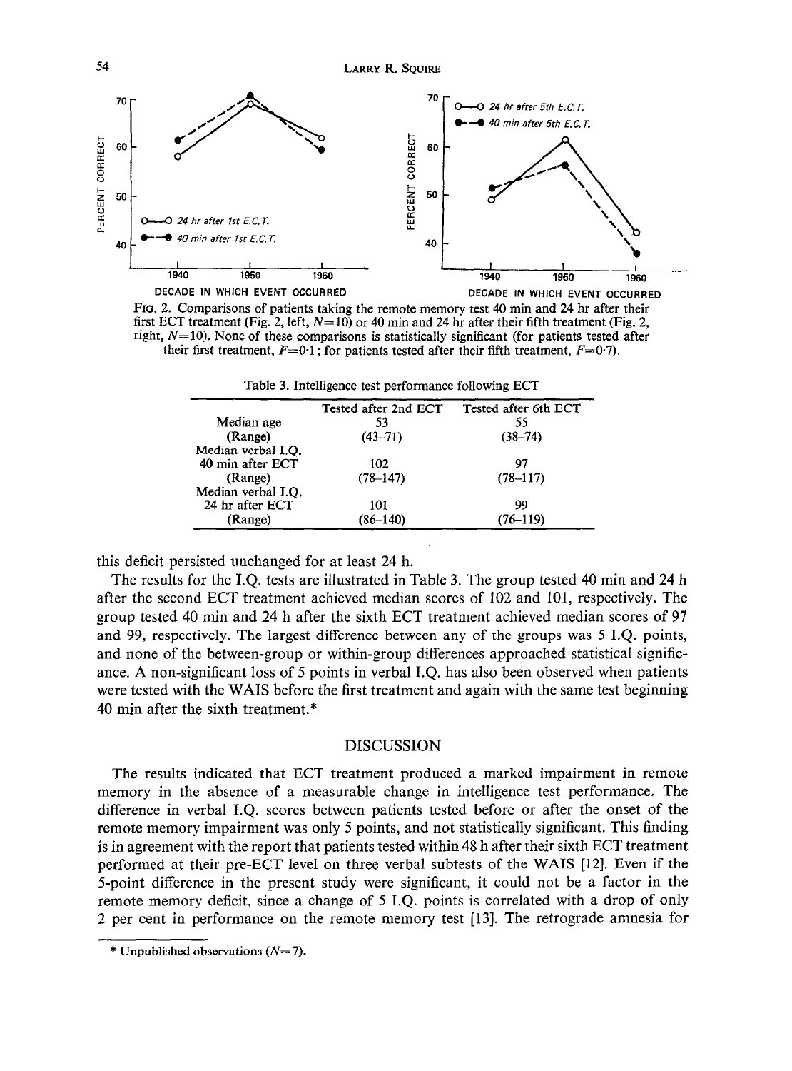FIG. 2. Comparisons of patients taking the remote memory test 40 min and 24 hr after their first ECT treatment (Fig. 2, left, $N=10$) or 40 min and 24 hr after their fifth treatment (Fig. 2, right, $N=10$). None of these comparisons is statistically significant (for patients tested after their first treatment, $F=0{\cdot}1$; for patients tested after their fifth treatment, $F=0{\cdot}7$).

Table 3. Intelligence test performance following ECT

| | Tested after 2nd ECT | Tested after 6th ECT |
|---|---|---|
| Median age | 53 | 55 |
| (Range) | (43–71) | (38–74) |
| Median verbal I.Q. 40 min after ECT | 102 | 97 |
| (Range) | (78–147) | (78–117) |
| Median verbal I.Q. 24 hr after ECT | 101 | 99 |
| (Range) | (86–140) | (76–119) |

this deficit persisted unchanged for at least 24 h.

The results for the I.Q. tests are illustrated in Table 3. The group tested 40 min and 24 h after the second ECT treatment achieved median scores of 102 and 101, respectively. The group tested 40 min and 24 h after the sixth ECT treatment achieved median scores of 97 and 99, respectively. The largest difference between any of the groups was 5 I.Q. points, and none of the between-group or within-group differences approached statistical significance. A non-significant loss of 5 points in verbal I.Q. has also been observed when patients were tested with the WAIS before the first treatment and again with the same test beginning 40 min after the sixth treatment.*

## DISCUSSION

The results indicated that ECT treatment produced a marked impairment in remote memory in the absence of a measurable change in intelligence test performance. The difference in verbal I.Q. scores between patients tested before or after the onset of the remote memory impairment was only 5 points, and not statistically significant. This finding is in agreement with the report that patients tested within 48 h after their sixth ECT treatment performed at their pre-ECT level on three verbal subtests of the WAIS [12]. Even if the 5-point difference in the present study were significant, it could not be a factor in the remote memory deficit, since a change of 5 I.Q. points is correlated with a drop of only 2 per cent in performance on the remote memory test [13]. The retrograde amnesia for

* Unpublished observations ($N=7$).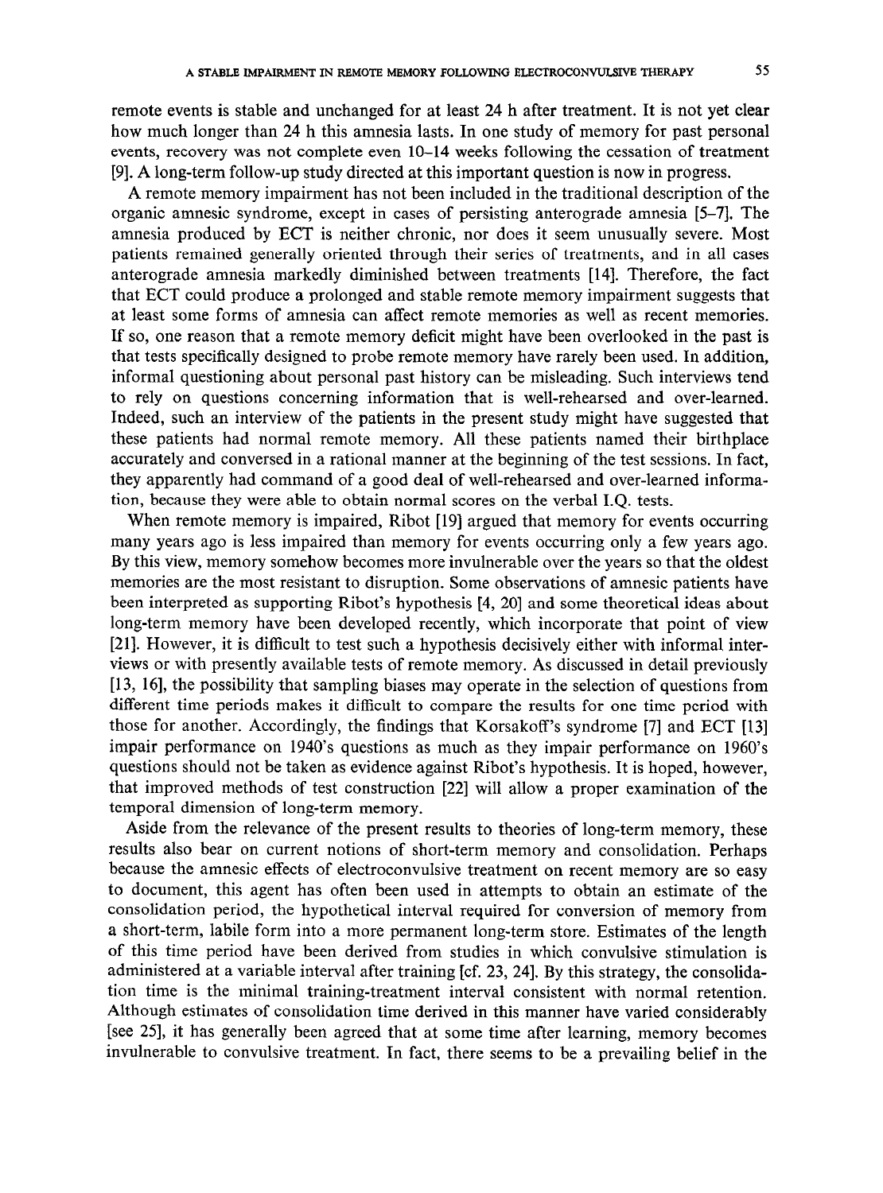remote events is stable and unchanged for at least 24 h after treatment. It is not yet clear how much longer than 24 h this amnesia lasts. In one study of memory for past personal events, recovery was not complete even 10–14 weeks following the cessation of treatment [9]. A long-term follow-up study directed at this important question is now in progress.

A remote memory impairment has not been included in the traditional description of the organic amnesic syndrome, except in cases of persisting anterograde amnesia [5–7]. The amnesia produced by ECT is neither chronic, nor does it seem unusually severe. Most patients remained generally oriented through their series of treatments, and in all cases anterograde amnesia markedly diminished between treatments [14]. Therefore, the fact that ECT could produce a prolonged and stable remote memory impairment suggests that at least some forms of amnesia can affect remote memories as well as recent memories. If so, one reason that a remote memory deficit might have been overlooked in the past is that tests specifically designed to probe remote memory have rarely been used. In addition, informal questioning about personal past history can be misleading. Such interviews tend to rely on questions concerning information that is well-rehearsed and over-learned. Indeed, such an interview of the patients in the present study might have suggested that these patients had normal remote memory. All these patients named their birthplace accurately and conversed in a rational manner at the beginning of the test sessions. In fact, they apparently had command of a good deal of well-rehearsed and over-learned information, because they were able to obtain normal scores on the verbal I.Q. tests.

When remote memory is impaired, Ribot [19] argued that memory for events occurring many years ago is less impaired than memory for events occurring only a few years ago. By this view, memory somehow becomes more invulnerable over the years so that the oldest memories are the most resistant to disruption. Some observations of amnesic patients have been interpreted as supporting Ribot's hypothesis [4, 20] and some theoretical ideas about long-term memory have been developed recently, which incorporate that point of view [21]. However, it is difficult to test such a hypothesis decisively either with informal interviews or with presently available tests of remote memory. As discussed in detail previously [13, 16], the possibility that sampling biases may operate in the selection of questions from different time periods makes it difficult to compare the results for one time period with those for another. Accordingly, the findings that Korsakoff's syndrome [7] and ECT [13] impair performance on 1940's questions as much as they impair performance on 1960's questions should not be taken as evidence against Ribot's hypothesis. It is hoped, however, that improved methods of test construction [22] will allow a proper examination of the temporal dimension of long-term memory.

Aside from the relevance of the present results to theories of long-term memory, these results also bear on current notions of short-term memory and consolidation. Perhaps because the amnesic effects of electroconvulsive treatment on recent memory are so easy to document, this agent has often been used in attempts to obtain an estimate of the consolidation period, the hypothetical interval required for conversion of memory from a short-term, labile form into a more permanent long-term store. Estimates of the length of this time period have been derived from studies in which convulsive stimulation is administered at a variable interval after training [cf. 23, 24]. By this strategy, the consolidation time is the minimal training-treatment interval consistent with normal retention. Although estimates of consolidation time derived in this manner have varied considerably [see 25], it has generally been agreed that at some time after learning, memory becomes invulnerable to convulsive treatment. In fact, there seems to be a prevailing belief in the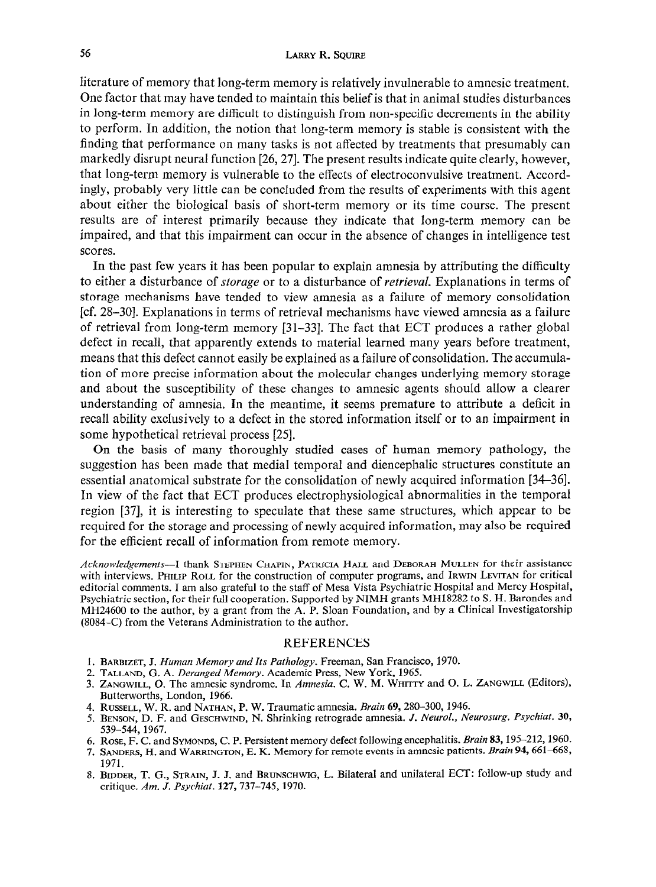literature of memory that long-term memory is relatively invulnerable to amnesic treatment. One factor that may have tended to maintain this belief is that in animal studies disturbances in long-term memory are difficult to distinguish from non-specific decrements in the ability to perform. In addition, the notion that long-term memory is stable is consistent with the finding that performance on many tasks is not affected by treatments that presumably can markedly disrupt neural function [26, 27]. The present results indicate quite clearly, however, that long-term memory is vulnerable to the effects of electroconvulsive treatment. Accordingly, probably very little can be concluded from the results of experiments with this agent about either the biological basis of short-term memory or its time course. The present results are of interest primarily because they indicate that long-term memory can be impaired, and that this impairment can occur in the absence of changes in intelligence test scores.

In the past few years it has been popular to explain amnesia by attributing the difficulty to either a disturbance of *storage* or to a disturbance of *retrieval*. Explanations in terms of storage mechanisms have tended to view amnesia as a failure of memory consolidation [cf. 28–30]. Explanations in terms of retrieval mechanisms have viewed amnesia as a failure of retrieval from long-term memory [31–33]. The fact that ECT produces a rather global defect in recall, that apparently extends to material learned many years before treatment, means that this defect cannot easily be explained as a failure of consolidation. The accumulation of more precise information about the molecular changes underlying memory storage and about the susceptibility of these changes to amnesic agents should allow a clearer understanding of amnesia. In the meantime, it seems premature to attribute a deficit in recall ability exclusively to a defect in the stored information itself or to an impairment in some hypothetical retrieval process [25].

On the basis of many thoroughly studied cases of human memory pathology, the suggestion has been made that medial temporal and diencephalic structures constitute an essential anatomical substrate for the consolidation of newly acquired information [34–36]. In view of the fact that ECT produces electrophysiological abnormalities in the temporal region [37], it is interesting to speculate that these same structures, which appear to be required for the storage and processing of newly acquired information, may also be required for the efficient recall of information from remote memory.

*Acknowledgements*—I thank Stephen Chapin, Patricia Hall and Deborah Mullen for their assistance with interviews, Philip Roll for the construction of computer programs, and Irwin Levitan for critical editorial comments. I am also grateful to the staff of Mesa Vista Psychiatric Hospital and Mercy Hospital, Psychiatric section, for their full cooperation. Supported by NIMH grants MH18282 to S. H. Barondes and MH24600 to the author, by a grant from the A. P. Sloan Foundation, and by a Clinical Investigatorship (8084–C) from the Veterans Administration to the author.

## REFERENCES

1. Barbizet, J. *Human Memory and Its Pathology*. Freeman, San Francisco, 1970.
2. Talland, G. A. *Deranged Memory*. Academic Press, New York, 1965.
3. Zangwill, O. The amnesic syndrome. In *Amnesia*. C. W. M. Whitty and O. L. Zangwill (Editors), Butterworths, London, 1966.
4. Russell, W. R. and Nathan, P. W. Traumatic amnesia. *Brain* **69**, 280–300, 1946.
5. Benson, D. F. and Geschwind, N. Shrinking retrograde amnesia. *J. Neurol., Neurosurg. Psychiat.* **30**, 539–544, 1967.
6. Rose, F. C. and Symonds, C. P. Persistent memory defect following encephalitis. *Brain* **83**, 195–212, 1960.
7. Sanders, H. and Warrington, E. K. Memory for remote events in amnesic patients. *Brain* **94**, 661–668, 1971.
8. Bidder, T. G., Strain, J. J. and Brunschwig, L. Bilateral and unilateral ECT: follow-up study and critique. *Am. J. Psychiat.* **127**, 737–745, 1970.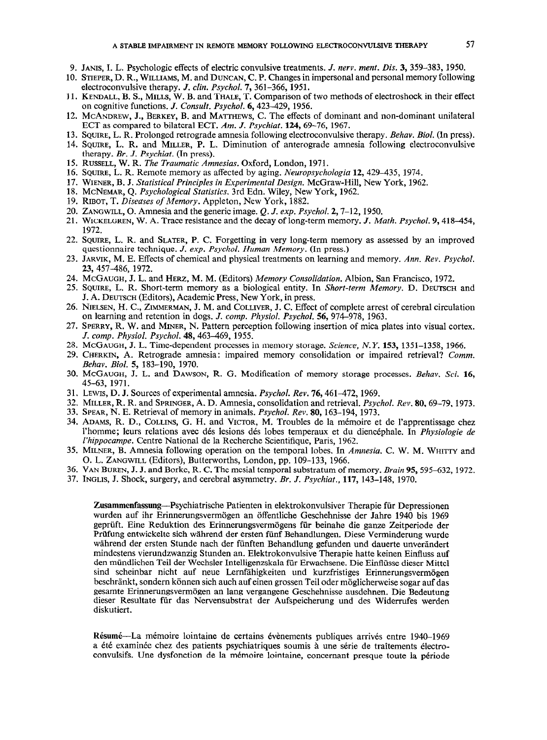9. JANIS, I. L. Psychologic effects of electric convulsive treatments. *J. nerv. ment. Dis.* **3**, 359–383, 1950.
10. STIEPER, D. R., WILLIAMS, M. and DUNCAN, C. P. Changes in impersonal and personal memory following electroconvulsive therapy. *J. clin. Psychol.* **7**, 361–366, 1951.
11. KENDALL, B. S., MILLS, W. B. and THALE, T. Comparison of two methods of electroshock in their effect on cognitive functions. *J. Consult. Psychol.* **6**, 423–429, 1956.
12. MCANDREW, J., BERKEY, B. and MATTHEWS, C. The effects of dominant and non-dominant unilateral ECT as compared to bilateral ECT. *Am. J. Psychiat.* **124**, 69–76, 1967.
13. SQUIRE, L. R. Prolonged retrograde amnesia following electroconvulsive therapy. *Behav. Biol.* (In press).
14. SQUIRE, L. R. and MILLER, P. L. Diminution of anterograde amnesia following electroconvulsive therapy. *Br. J. Psychiat.* (In press).
15. RUSSELL, W. R. *The Traumatic Amnesias.* Oxford, London, 1971.
16. SQUIRE, L. R. Remote memory as affected by aging. *Neuropsychologia* **12**, 429–435, 1974.
17. WIENER, B. J. *Statistical Principles in Experimental Design.* McGraw-Hill, New York, 1962.
18. MCNEMAR, Q. *Psychological Statistics.* 3rd Edn. Wiley, New York, 1962.
19. RIBOT, T. *Diseases of Memory.* Appleton, New York, 1882.
20. ZANGWILL, O. Amnesia and the generic image. *Q. J. exp. Psychol.* **2**, 7–12, 1950.
21. WICKELGREN, W. A. Trace resistance and the decay of long-term memory. *J. Math. Psychol.* **9**, 418–454, 1972.
22. SQUIRE, L. R. and SLATER, P. C. Forgetting in very long-term memory as assessed by an improved questionnaire technique. *J. exp. Psychol. Human Memory.* (In press.)
23. JARVIK, M. E. Effects of chemical and physical treatments on learning and memory. *Ann. Rev. Psychol.* **23**, 457–486, 1972.
24. MCGAUGH, J. L. and HERZ, M. M. (Editors) *Memory Consolidation.* Albion, San Francisco, 1972.
25. SQUIRE, L. R. Short-term memory as a biological entity. In *Short-term Memory.* D. DEUTSCH and J. A. DEUTSCH (Editors), Academic Press, New York, in press.
26. NIELSEN, H. C., ZIMMERMAN, J. M. and COLLIVER, J. C. Effect of complete arrest of cerebral circulation on learning and retention in dogs. *J. comp. Physiol. Psychol.* **56**, 974–978, 1963.
27. SPERRY, R. W. and MINER, N. Pattern perception following insertion of mica plates into visual cortex. *J. comp. Physiol. Psychol.* **48**, 463–469, 1955.
28. MCGAUGH, J. L. Time-dependent processes in memory storage. *Science, N.Y.* **153**, 1351–1358, 1966.
29. CHERKIN, A. Retrograde amnesia: impaired memory consolidation or impaired retrieval? *Comm. Behav. Biol.* **5**, 183–190, 1970.
30. MCGAUGH, J. L. and DAWSON, R. G. Modification of memory storage processes. *Behav. Sci.* **16**, 45–63, 1971.
31. LEWIS, D. J. Sources of experimental amnesia. *Psychol. Rev.* **76**, 461–472, 1969.
32. MILLER, R. R. and SPRINGER, A. D. Amnesia, consolidation and retrieval. *Psychol. Rev.* **80**, 69–79, 1973.
33. SPEAR, N. E. Retrieval of memory in animals. *Psychol. Rev.* **80**, 163–194, 1973.
34. ADAMS, R. D., COLLINS, G. H. and VICTOR, M. Troubles de la mémoire et de l'apprentissage chez l'homme; leurs relations avec dés lesions dés lobes temperaux et du diencéphale. In *Physiologie de l'hippocampe.* Centre National de la Recherche Scientifique, Paris, 1962.
35. MILNER, B. Amnesia following operation on the temporal lobes. In *Amnesia.* C. W. M. WHITTY and O. L. ZANGWILL (Editors), Butterworths, London, pp. 109–133, 1966.
36. VAN BUREN, J. J. and BORKE, R. C. The mesial temporal substratum of memory. *Brain* **95**, 595–632, 1972.
37. INGLIS, J. Shock, surgery, and cerebral asymmetry. *Br. J. Psychiat.*, **117**, 143–148, 1970.

**Zusammenfassung**—Psychiatrische Patienten in elektrokonvulsiver Therapie für Depressionen wurden auf ihr Erinnerungsvermögen an öffentliche Geschehnisse der Jahre 1940 bis 1969 geprüft. Eine Reduktion des Erinnerungsvermögens für beinahe die ganze Zeitperiode der Prüfung entwickelte sich während der ersten fünf Behandlungen. Diese Verminderung wurde während der ersten Stunde nach der fünften Behandlung gefunden und dauerte unverändert mindestens vierundzwanzig Stunden an. Elektrokonvulsive Therapie hatte keinen Einfluss auf den mündlichen Teil der Wechsler Intelligenzskala für Erwachsene. Die Einflüsse dieser Mittel sind scheinbar nicht auf neue Lernfähigkeiten und kurzfristiges Erinnerungsvermögen beschränkt, sondern können sich auch auf einen grossen Teil oder möglicherweise sogar auf das gesamte Erinnerungsvermögen an lang vergangene Geschehnisse ausdehnen. Die Bedeutung dieser Resultate für das Nervensubstrat der Aufspeicherung und des Widerrufes werden diskutiert.

**Résumé**—La mémoire lointaine de certains évènements publiques arrivés entre 1940–1969 a été examinée chez des patients psychiatriques soumis à une série de traitements électro-convulsifs. Une dysfonction de la mémoire lointaine, concernant presque toute la période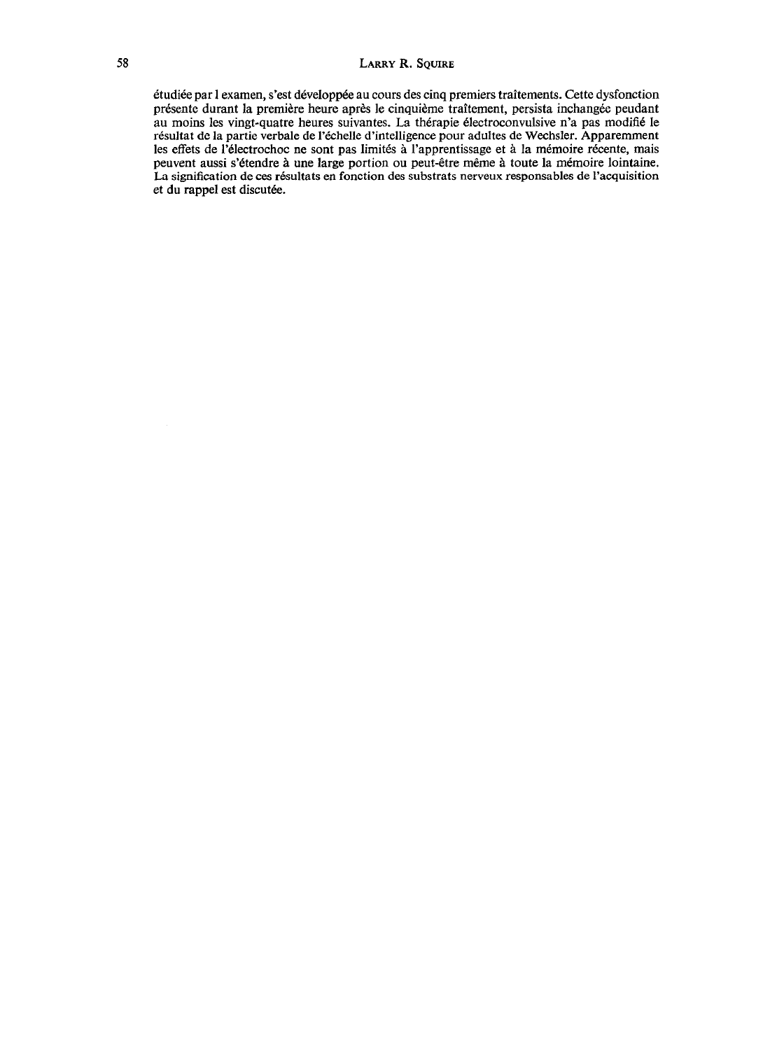étudiée par l examen, s'est développée au cours des cinq premiers traitements. Cette dysfonction présente durant la première heure après le cinquième traitement, persista inchangée peudant au moins les vingt-quatre heures suivantes. La thérapie électroconvulsive n'a pas modifié le résultat de la partie verbale de l'échelle d'intelligence pour adultes de Wechsler. Apparemment les effets de l'électrochoc ne sont pas limités à l'apprentissage et à la mémoire récente, mais peuvent aussi s'étendre à une large portion ou peut-être même à toute la mémoire lointaine. La signification de ces résultats en fonction des substrats nerveux responsables de l'acquisition et du rappel est discutée.